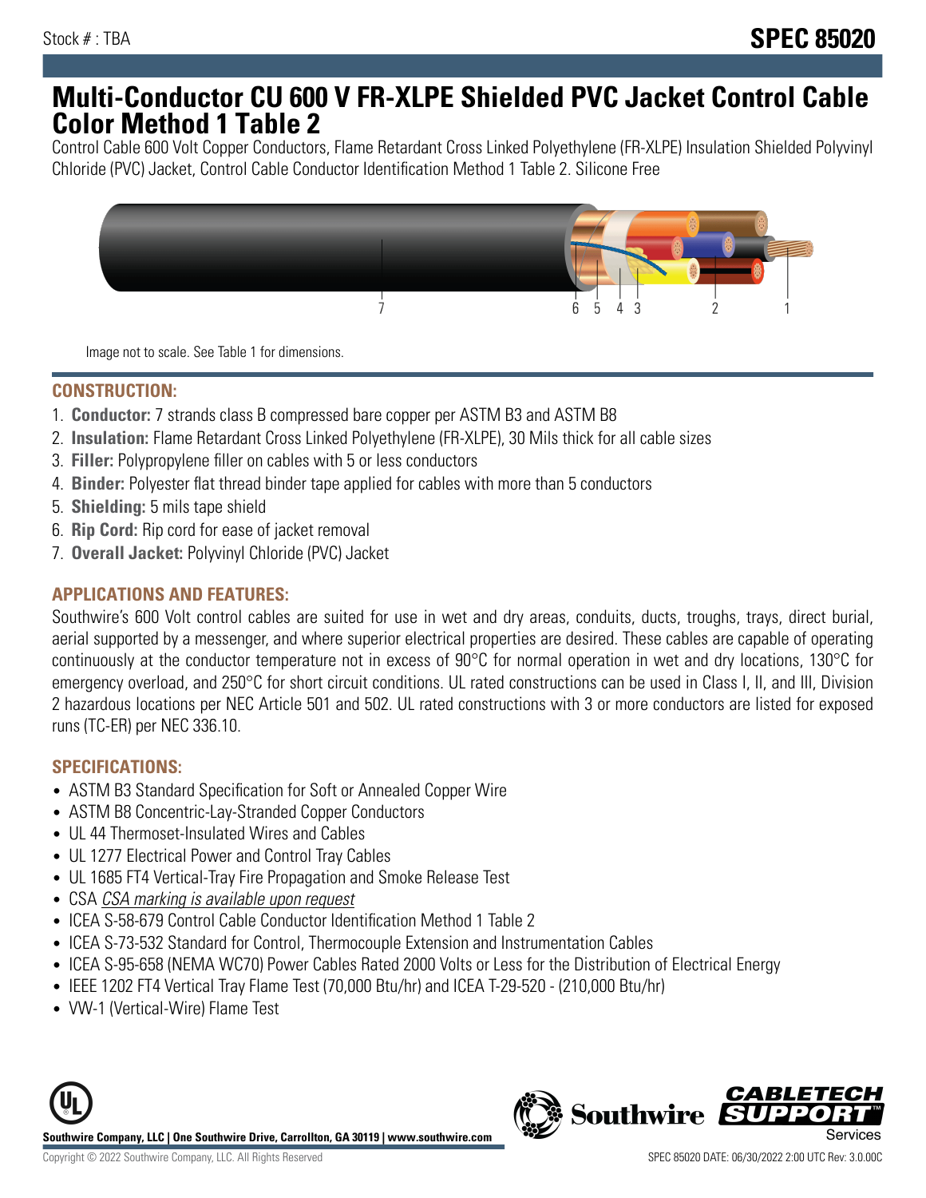Stock # : TBA

# SPEC 85020

# Multi-Conductor CU 600 V FR-XLPE Shielded PVC Jacket Control Cable Color Method 1 Table 2

Control Cable 600 Volt Copper Conductors, Flame Retardant Cross Linked Polyethylene (FR-XLPE) Insulation Shielded Polyvinyl Chloride (PVC) Jacket, Control Cable Conductor Identification Method 1 Table 2. Silicone Free

Image not to scale. See Table 1 for dimensions.

## CONSTRUCTION:

1. **Conductor:** 7 strands class B compressed bare copper per ASTM B3 and ASTM B8
2. **Insulation:** Flame Retardant Cross Linked Polyethylene (FR-XLPE), 30 Mils thick for all cable sizes
3. **Filler:** Polypropylene filler on cables with 5 or less conductors
4. **Binder:** Polyester flat thread binder tape applied for cables with more than 5 conductors
5. **Shielding:** 5 mils tape shield
6. **Rip Cord:** Rip cord for ease of jacket removal
7. **Overall Jacket:** Polyvinyl Chloride (PVC) Jacket

## APPLICATIONS AND FEATURES:

Southwire's 600 Volt control cables are suited for use in wet and dry areas, conduits, ducts, troughs, trays, direct burial, aerial supported by a messenger, and where superior electrical properties are desired. These cables are capable of operating continuously at the conductor temperature not in excess of 90°C for normal operation in wet and dry locations, 130°C for emergency overload, and 250°C for short circuit conditions. UL rated constructions can be used in Class I, II, and III, Division 2 hazardous locations per NEC Article 501 and 502. UL rated constructions with 3 or more conductors are listed for exposed runs (TC-ER) per NEC 336.10.

## SPECIFICATIONS:

- ASTM B3 Standard Specification for Soft or Annealed Copper Wire
- ASTM B8 Concentric-Lay-Stranded Copper Conductors
- UL 44 Thermoset-Insulated Wires and Cables
- UL 1277 Electrical Power and Control Tray Cables
- UL 1685 FT4 Vertical-Tray Fire Propagation and Smoke Release Test
- CSA *CSA marking is available upon request*
- ICEA S-58-679 Control Cable Conductor Identification Method 1 Table 2
- ICEA S-73-532 Standard for Control, Thermocouple Extension and Instrumentation Cables
- ICEA S-95-658 (NEMA WC70) Power Cables Rated 2000 Volts or Less for the Distribution of Electrical Energy
- IEEE 1202 FT4 Vertical Tray Flame Test (70,000 Btu/hr) and ICEA T-29-520 - (210,000 Btu/hr)
- VW-1 (Vertical-Wire) Flame Test

**Southwire Company, LLC | One Southwire Drive, Carrollton, GA 30119 | www.southwire.com**

Copyright © 2022 Southwire Company, LLC. All Rights Reserved

SPEC 85020 DATE: 06/30/2022 2:00 UTC Rev: 3.0.00C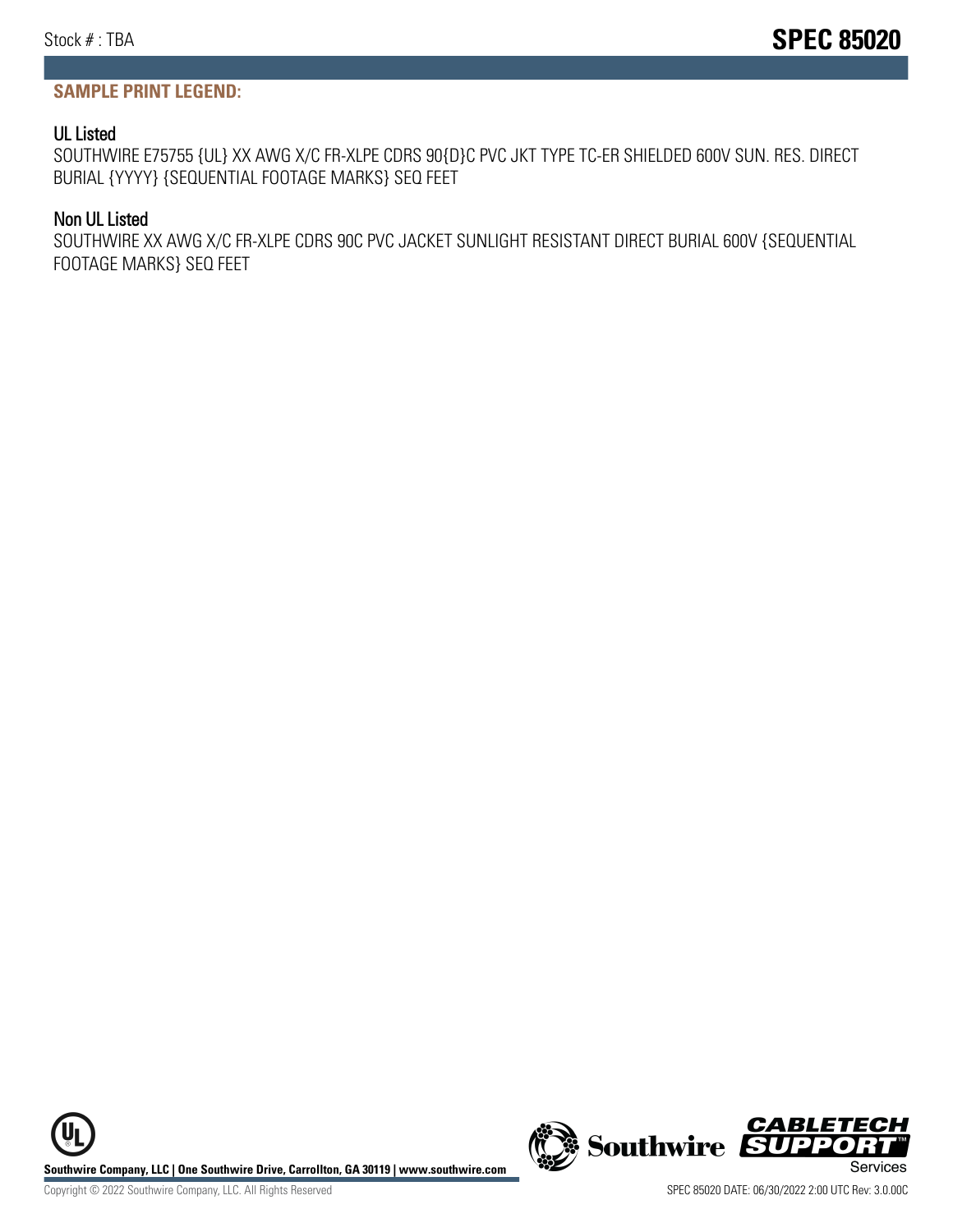**SAMPLE PRINT LEGEND:**

### UL Listed

SOUTHWIRE E75755 {UL} XX AWG X/C FR-XLPE CDRS 90{D}C PVC JKT TYPE TC-ER SHIELDED 600V SUN. RES. DIRECT BURIAL {YYYY} {SEQUENTIAL FOOTAGE MARKS} SEQ FEET

### Non UL Listed

SOUTHWIRE XX AWG X/C FR-XLPE CDRS 90C PVC JACKET SUNLIGHT RESISTANT DIRECT BURIAL 600V {SEQUENTIAL FOOTAGE MARKS} SEQ FEET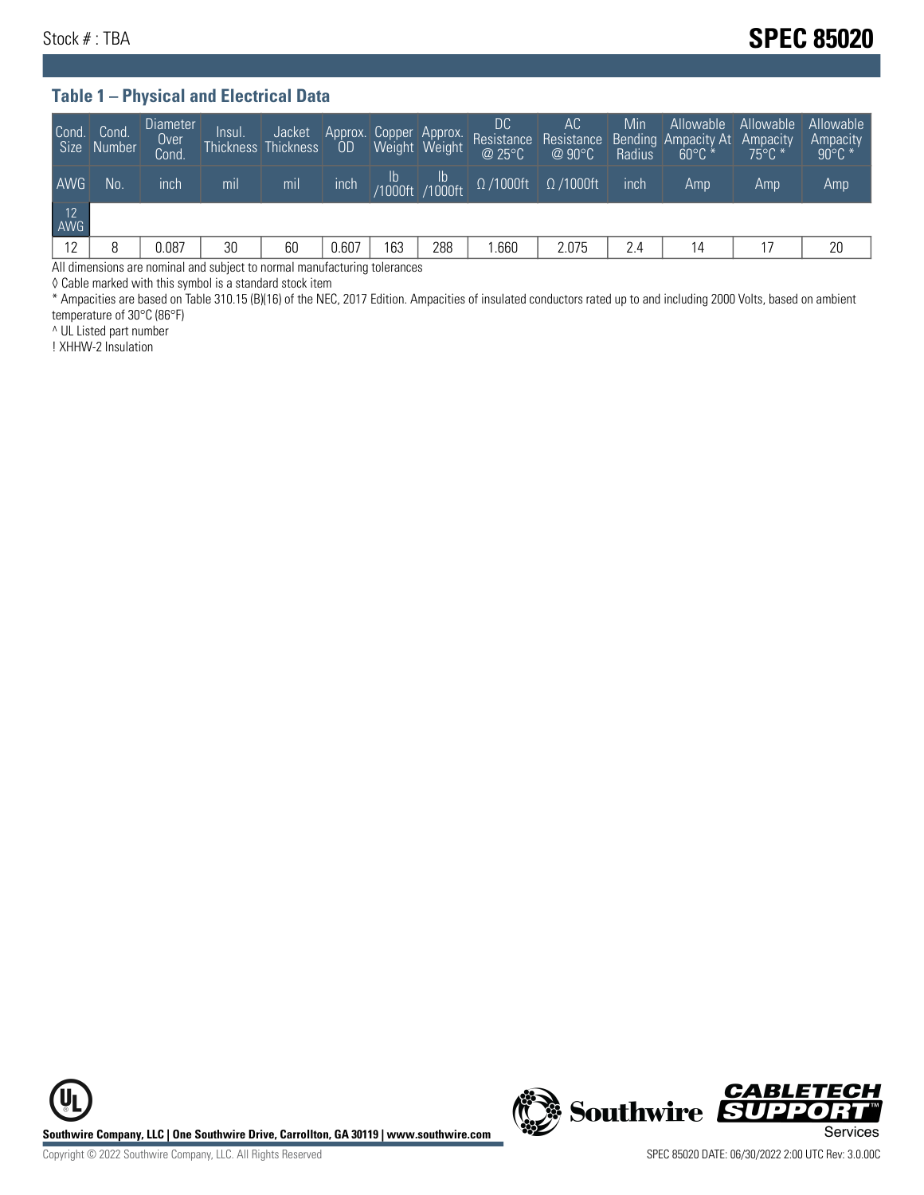## Table 1 – Physical and Electrical Data

| Cond. Size | Cond. Number | Diameter Over Cond. | Insul. Thickness | Jacket Thickness | Approx. OD | Copper Weight | Approx. Weight | DC Resistance @ 25°C | AC Resistance @ 90°C | Min Bending Radius | Allowable Ampacity At 60°C * | Allowable Ampacity 75°C * | Allowable Ampacity 90°C * |
|---|---|---|---|---|---|---|---|---|---|---|---|---|---|
| AWG | No. | inch | mil | mil | inch | lb /1000ft | lb /1000ft | Ω /1000ft | Ω /1000ft | inch | Amp | Amp | Amp |
| 12 AWG | | | | | | | | | | | | | |
| 12 | 8 | 0.087 | 30 | 60 | 0.607 | 163 | 288 | 1.660 | 2.075 | 2.4 | 14 | 17 | 20 |

All dimensions are nominal and subject to normal manufacturing tolerances

◊ Cable marked with this symbol is a standard stock item

* Ampacities are based on Table 310.15 (B)(16) of the NEC, 2017 Edition. Ampacities of insulated conductors rated up to and including 2000 Volts, based on ambient temperature of 30°C (86°F)

^ UL Listed part number

! XHHW-2 Insulation

**Southwire Company, LLC | One Southwire Drive, Carrollton, GA 30119 | www.southwire.com**

Copyright © 2022 Southwire Company, LLC. All Rights Reserved

SPEC 85020 DATE: 06/30/2022 2:00 UTC Rev: 3.0.00C